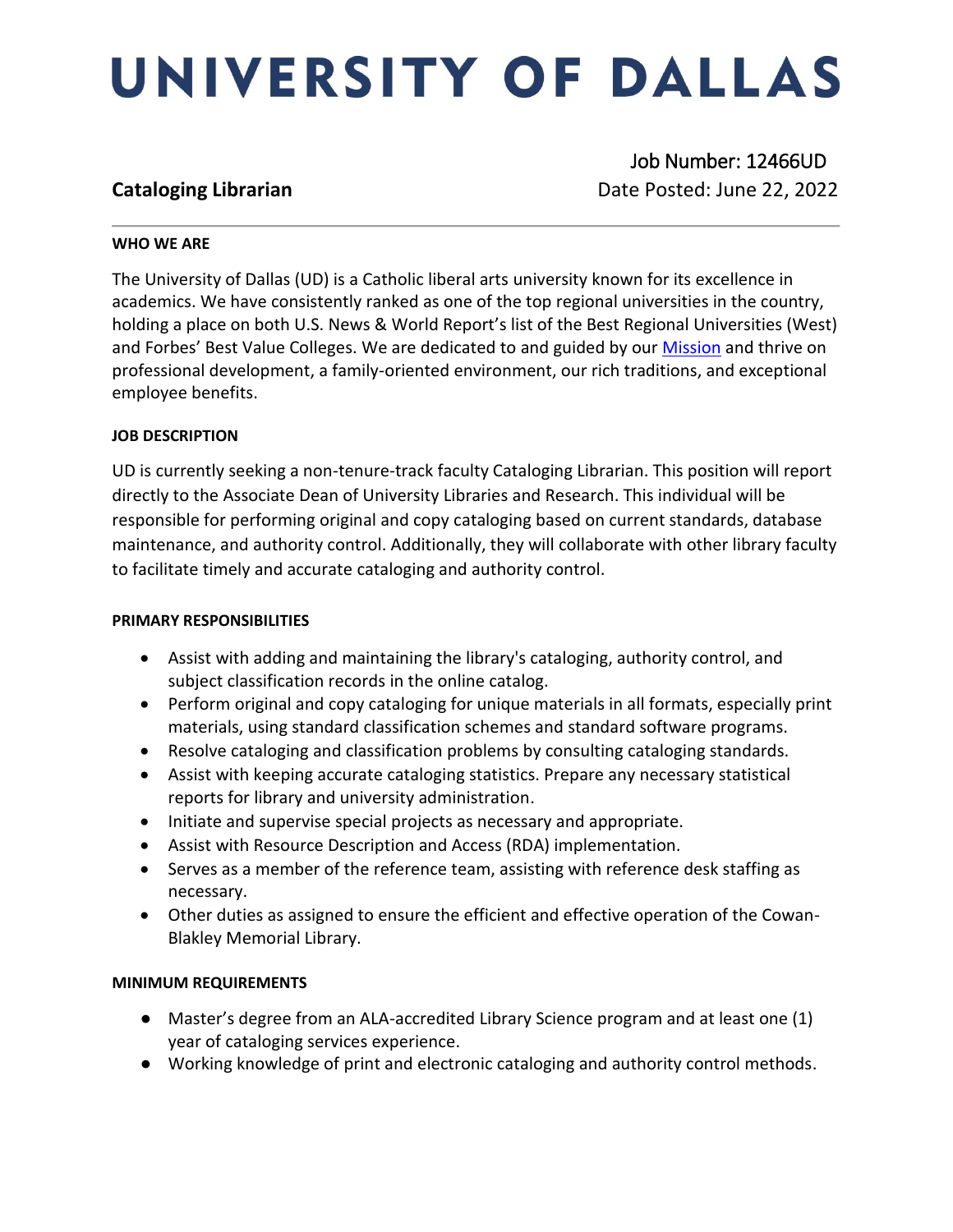# UNIVERSITY OF DALLAS

## Cataloging Librarian

Job Number: 12466UD
Date Posted: June 22, 2022

---

**WHO WE ARE**

The University of Dallas (UD) is a Catholic liberal arts university known for its excellence in academics. We have consistently ranked as one of the top regional universities in the country, holding a place on both U.S. News & World Report's list of the Best Regional Universities (West) and Forbes' Best Value Colleges. We are dedicated to and guided by our Mission and thrive on professional development, a family-oriented environment, our rich traditions, and exceptional employee benefits.

**JOB DESCRIPTION**

UD is currently seeking a non-tenure-track faculty Cataloging Librarian. This position will report directly to the Associate Dean of University Libraries and Research. This individual will be responsible for performing original and copy cataloging based on current standards, database maintenance, and authority control. Additionally, they will collaborate with other library faculty to facilitate timely and accurate cataloging and authority control.

**PRIMARY RESPONSIBILITIES**

- Assist with adding and maintaining the library's cataloging, authority control, and subject classification records in the online catalog.
- Perform original and copy cataloging for unique materials in all formats, especially print materials, using standard classification schemes and standard software programs.
- Resolve cataloging and classification problems by consulting cataloging standards.
- Assist with keeping accurate cataloging statistics. Prepare any necessary statistical reports for library and university administration.
- Initiate and supervise special projects as necessary and appropriate.
- Assist with Resource Description and Access (RDA) implementation.
- Serves as a member of the reference team, assisting with reference desk staffing as necessary.
- Other duties as assigned to ensure the efficient and effective operation of the Cowan-Blakley Memorial Library.

**MINIMUM REQUIREMENTS**

- Master's degree from an ALA-accredited Library Science program and at least one (1) year of cataloging services experience.
- Working knowledge of print and electronic cataloging and authority control methods.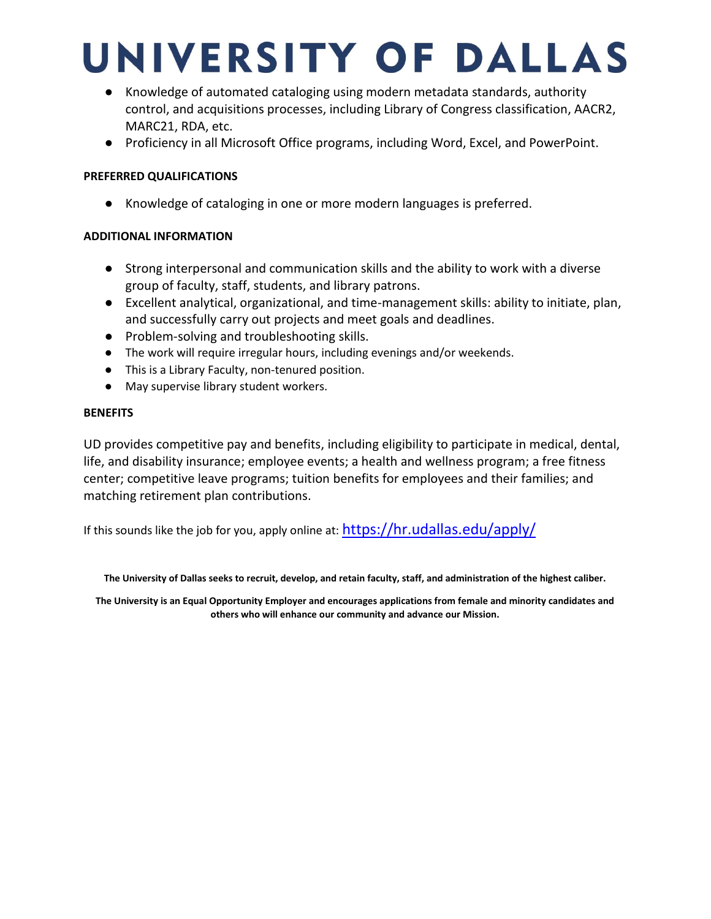- Knowledge of automated cataloging using modern metadata standards, authority control, and acquisitions processes, including Library of Congress classification, AACR2, MARC21, RDA, etc.
- Proficiency in all Microsoft Office programs, including Word, Excel, and PowerPoint.

**PREFERRED QUALIFICATIONS**

- Knowledge of cataloging in one or more modern languages is preferred.

**ADDITIONAL INFORMATION**

- Strong interpersonal and communication skills and the ability to work with a diverse group of faculty, staff, students, and library patrons.
- Excellent analytical, organizational, and time-management skills: ability to initiate, plan, and successfully carry out projects and meet goals and deadlines.
- Problem-solving and troubleshooting skills.
- The work will require irregular hours, including evenings and/or weekends.
- This is a Library Faculty, non-tenured position.
- May supervise library student workers.

**BENEFITS**

UD provides competitive pay and benefits, including eligibility to participate in medical, dental, life, and disability insurance; employee events; a health and wellness program; a free fitness center; competitive leave programs; tuition benefits for employees and their families; and matching retirement plan contributions.

If this sounds like the job for you, apply online at: https://hr.udallas.edu/apply/

**The University of Dallas seeks to recruit, develop, and retain faculty, staff, and administration of the highest caliber.**

**The University is an Equal Opportunity Employer and encourages applications from female and minority candidates and others who will enhance our community and advance our Mission.**